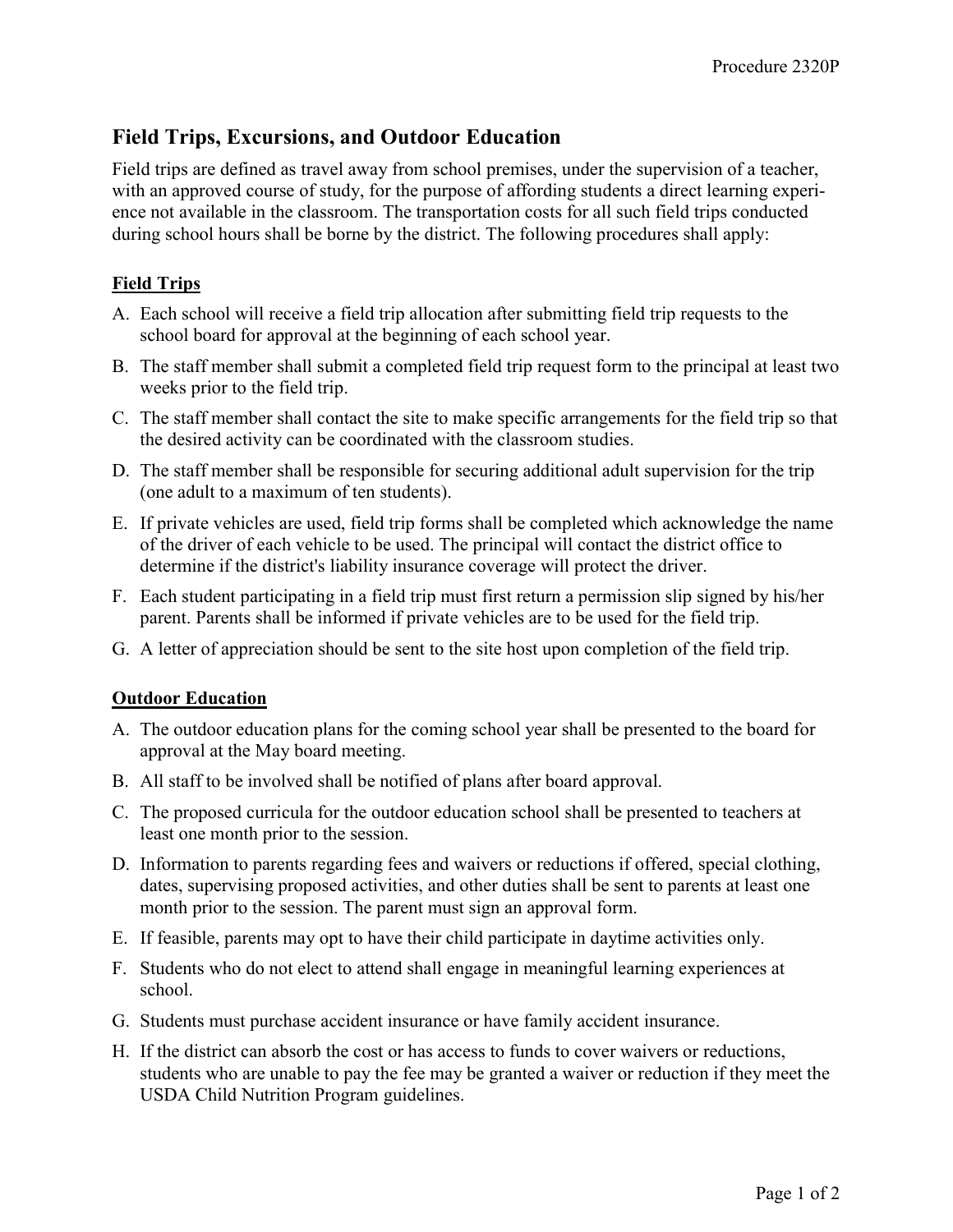# Field Trips, Excursions, and Outdoor Education

Field trips are defined as travel away from school premises, under the supervision of a teacher, with an approved course of study, for the purpose of affording students a direct learning experience not available in the classroom. The transportation costs for all such field trips conducted during school hours shall be borne by the district. The following procedures shall apply:

## Field Trips

A. Each school will receive a field trip allocation after submitting field trip requests to the school board for approval at the beginning of each school year.

B. The staff member shall submit a completed field trip request form to the principal at least two weeks prior to the field trip.

C. The staff member shall contact the site to make specific arrangements for the field trip so that the desired activity can be coordinated with the classroom studies.

D. The staff member shall be responsible for securing additional adult supervision for the trip (one adult to a maximum of ten students).

E. If private vehicles are used, field trip forms shall be completed which acknowledge the name of the driver of each vehicle to be used. The principal will contact the district office to determine if the district's liability insurance coverage will protect the driver.

F. Each student participating in a field trip must first return a permission slip signed by his/her parent. Parents shall be informed if private vehicles are to be used for the field trip.

G. A letter of appreciation should be sent to the site host upon completion of the field trip.

## Outdoor Education

A. The outdoor education plans for the coming school year shall be presented to the board for approval at the May board meeting.

B. All staff to be involved shall be notified of plans after board approval.

C. The proposed curricula for the outdoor education school shall be presented to teachers at least one month prior to the session.

D. Information to parents regarding fees and waivers or reductions if offered, special clothing, dates, supervising proposed activities, and other duties shall be sent to parents at least one month prior to the session. The parent must sign an approval form.

E. If feasible, parents may opt to have their child participate in daytime activities only.

F. Students who do not elect to attend shall engage in meaningful learning experiences at school.

G. Students must purchase accident insurance or have family accident insurance.

H. If the district can absorb the cost or has access to funds to cover waivers or reductions, students who are unable to pay the fee may be granted a waiver or reduction if they meet the USDA Child Nutrition Program guidelines.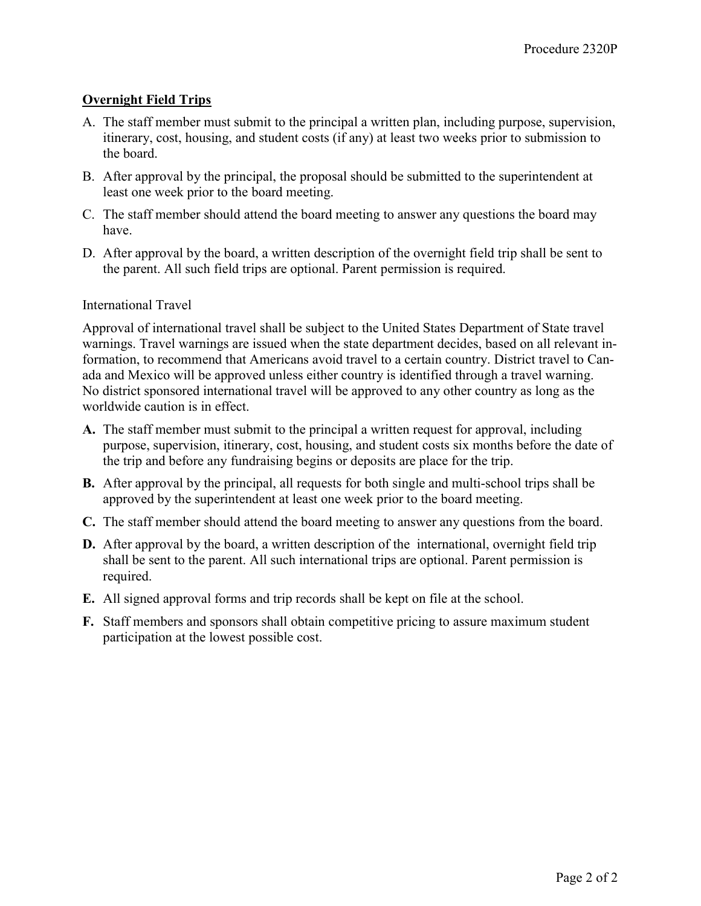## **Overnight Field Trips**

A. The staff member must submit to the principal a written plan, including purpose, supervision, itinerary, cost, housing, and student costs (if any) at least two weeks prior to submission to the board.

B. After approval by the principal, the proposal should be submitted to the superintendent at least one week prior to the board meeting.

C. The staff member should attend the board meeting to answer any questions the board may have.

D. After approval by the board, a written description of the overnight field trip shall be sent to the parent. All such field trips are optional. Parent permission is required.

International Travel

Approval of international travel shall be subject to the United States Department of State travel warnings. Travel warnings are issued when the state department decides, based on all relevant information, to recommend that Americans avoid travel to a certain country. District travel to Canada and Mexico will be approved unless either country is identified through a travel warning. No district sponsored international travel will be approved to any other country as long as the worldwide caution is in effect.

**A.** The staff member must submit to the principal a written request for approval, including purpose, supervision, itinerary, cost, housing, and student costs six months before the date of the trip and before any fundraising begins or deposits are place for the trip.

**B.** After approval by the principal, all requests for both single and multi-school trips shall be approved by the superintendent at least one week prior to the board meeting.

**C.** The staff member should attend the board meeting to answer any questions from the board.

**D.** After approval by the board, a written description of the international, overnight field trip shall be sent to the parent. All such international trips are optional. Parent permission is required.

**E.** All signed approval forms and trip records shall be kept on file at the school.

**F.** Staff members and sponsors shall obtain competitive pricing to assure maximum student participation at the lowest possible cost.